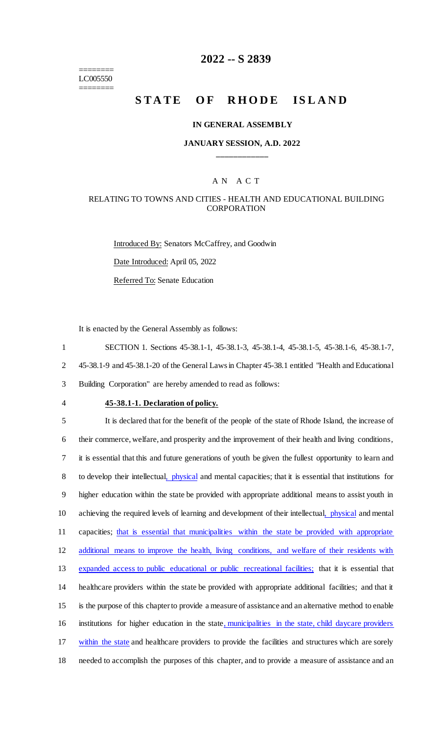========
LC005550
========

# 2022 -- S 2839

# STATE OF RHODE ISLAND

### IN GENERAL ASSEMBLY

### JANUARY SESSION, A.D. 2022

## A N A C T

### RELATING TO TOWNS AND CITIES - HEALTH AND EDUCATIONAL BUILDING CORPORATION

Introduced By: Senators McCaffrey, and Goodwin

Date Introduced: April 05, 2022

Referred To: Senate Education

It is enacted by the General Assembly as follows:

SECTION 1. Sections 45-38.1-1, 45-38.1-3, 45-38.1-4, 45-38.1-5, 45-38.1-6, 45-38.1-7, 45-38.1-9 and 45-38.1-20 of the General Laws in Chapter 45-38.1 entitled "Health and Educational Building Corporation" are hereby amended to read as follows:

**45-38.1-1. Declaration of policy.**

It is declared that for the benefit of the people of the state of Rhode Island, the increase of their commerce, welfare, and prosperity and the improvement of their health and living conditions, it is essential that this and future generations of youth be given the fullest opportunity to learn and to develop their intellectual, physical and mental capacities; that it is essential that institutions for higher education within the state be provided with appropriate additional means to assist youth in achieving the required levels of learning and development of their intellectual, physical and mental capacities; that is essential that municipalities within the state be provided with appropriate additional means to improve the health, living conditions, and welfare of their residents with expanded access to public educational or public recreational facilities; that it is essential that healthcare providers within the state be provided with appropriate additional facilities; and that it is the purpose of this chapter to provide a measure of assistance and an alternative method to enable institutions for higher education in the state, municipalities in the state, child daycare providers within the state and healthcare providers to provide the facilities and structures which are sorely needed to accomplish the purposes of this chapter, and to provide a measure of assistance and an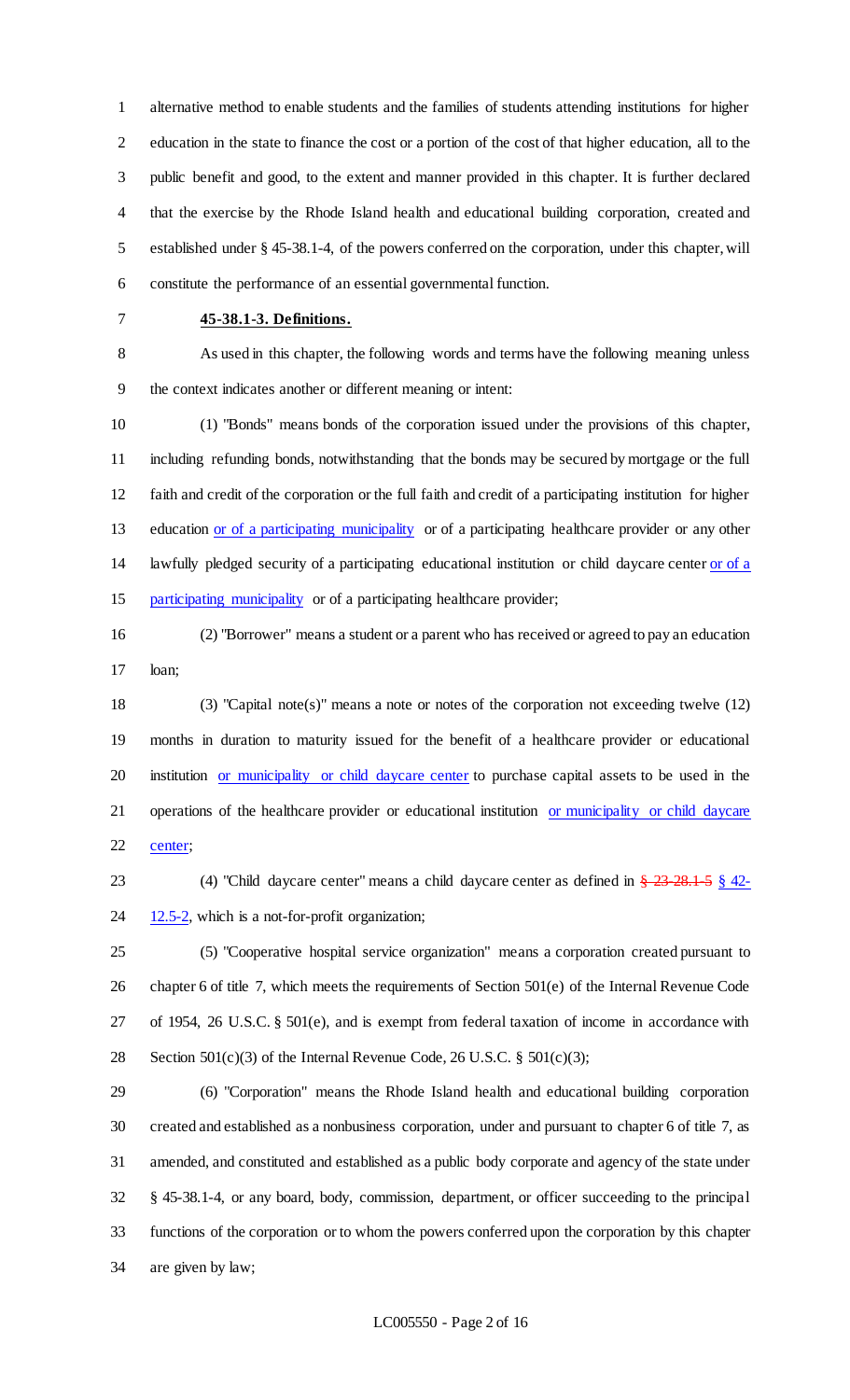alternative method to enable students and the families of students attending institutions for higher education in the state to finance the cost or a portion of the cost of that higher education, all to the public benefit and good, to the extent and manner provided in this chapter. It is further declared that the exercise by the Rhode Island health and educational building corporation, created and established under § 45-38.1-4, of the powers conferred on the corporation, under this chapter, will constitute the performance of an essential governmental function.

**45-38.1-3. Definitions.**

As used in this chapter, the following words and terms have the following meaning unless the context indicates another or different meaning or intent:

(1) "Bonds" means bonds of the corporation issued under the provisions of this chapter, including refunding bonds, notwithstanding that the bonds may be secured by mortgage or the full faith and credit of the corporation or the full faith and credit of a participating institution for higher education or of a participating municipality or of a participating healthcare provider or any other lawfully pledged security of a participating educational institution or child daycare center or of a participating municipality or of a participating healthcare provider;

(2) "Borrower" means a student or a parent who has received or agreed to pay an education loan;

(3) "Capital note(s)" means a note or notes of the corporation not exceeding twelve (12) months in duration to maturity issued for the benefit of a healthcare provider or educational institution or municipality or child daycare center to purchase capital assets to be used in the operations of the healthcare provider or educational institution or municipality or child daycare center;

(4) "Child daycare center" means a child daycare center as defined in ~~§ 23-28.1-5~~ § 42-12.5-2, which is a not-for-profit organization;

(5) "Cooperative hospital service organization" means a corporation created pursuant to chapter 6 of title 7, which meets the requirements of Section 501(e) of the Internal Revenue Code of 1954, 26 U.S.C. § 501(e), and is exempt from federal taxation of income in accordance with Section 501(c)(3) of the Internal Revenue Code, 26 U.S.C. § 501(c)(3);

(6) "Corporation" means the Rhode Island health and educational building corporation created and established as a nonbusiness corporation, under and pursuant to chapter 6 of title 7, as amended, and constituted and established as a public body corporate and agency of the state under § 45-38.1-4, or any board, body, commission, department, or officer succeeding to the principal functions of the corporation or to whom the powers conferred upon the corporation by this chapter are given by law;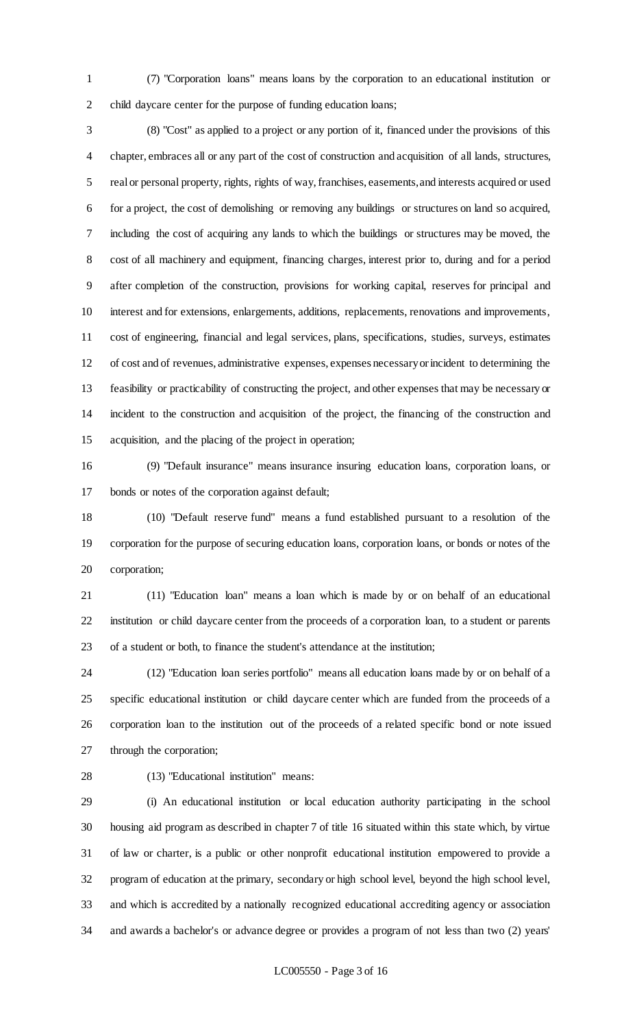(7) "Corporation loans" means loans by the corporation to an educational institution or child daycare center for the purpose of funding education loans;

(8) "Cost" as applied to a project or any portion of it, financed under the provisions of this chapter, embraces all or any part of the cost of construction and acquisition of all lands, structures, real or personal property, rights, rights of way, franchises, easements, and interests acquired or used for a project, the cost of demolishing or removing any buildings or structures on land so acquired, including the cost of acquiring any lands to which the buildings or structures may be moved, the cost of all machinery and equipment, financing charges, interest prior to, during and for a period after completion of the construction, provisions for working capital, reserves for principal and interest and for extensions, enlargements, additions, replacements, renovations and improvements, cost of engineering, financial and legal services, plans, specifications, studies, surveys, estimates of cost and of revenues, administrative expenses, expenses necessary or incident to determining the feasibility or practicability of constructing the project, and other expenses that may be necessary or incident to the construction and acquisition of the project, the financing of the construction and acquisition, and the placing of the project in operation;

(9) "Default insurance" means insurance insuring education loans, corporation loans, or bonds or notes of the corporation against default;

(10) "Default reserve fund" means a fund established pursuant to a resolution of the corporation for the purpose of securing education loans, corporation loans, or bonds or notes of the corporation;

(11) "Education loan" means a loan which is made by or on behalf of an educational institution or child daycare center from the proceeds of a corporation loan, to a student or parents of a student or both, to finance the student's attendance at the institution;

(12) "Education loan series portfolio" means all education loans made by or on behalf of a specific educational institution or child daycare center which are funded from the proceeds of a corporation loan to the institution out of the proceeds of a related specific bond or note issued through the corporation;

(13) "Educational institution" means:

(i) An educational institution or local education authority participating in the school housing aid program as described in chapter 7 of title 16 situated within this state which, by virtue of law or charter, is a public or other nonprofit educational institution empowered to provide a program of education at the primary, secondary or high school level, beyond the high school level, and which is accredited by a nationally recognized educational accrediting agency or association and awards a bachelor's or advance degree or provides a program of not less than two (2) years'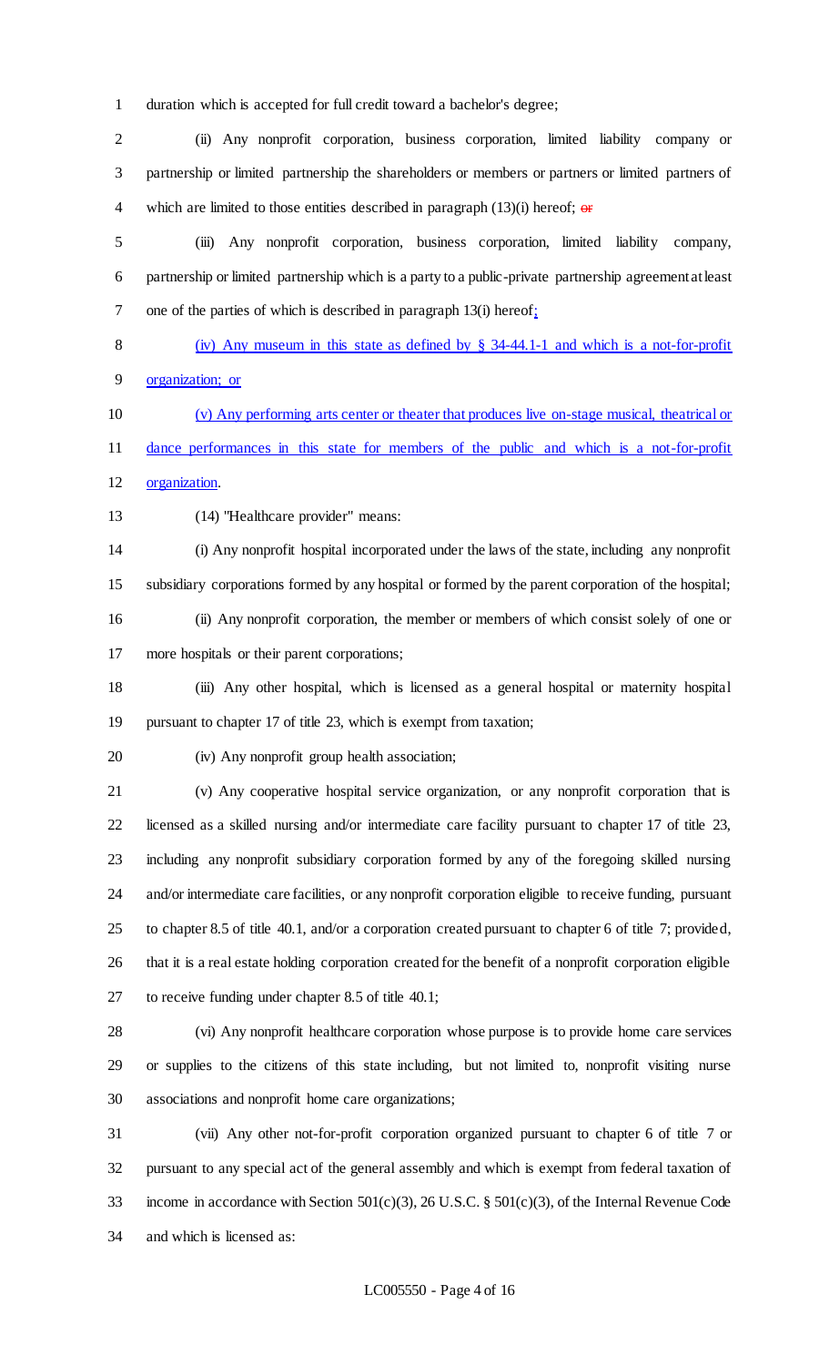duration which is accepted for full credit toward a bachelor's degree;

(ii) Any nonprofit corporation, business corporation, limited liability company or partnership or limited partnership the shareholders or members or partners or limited partners of which are limited to those entities described in paragraph (13)(i) hereof; ~~or~~

(iii) Any nonprofit corporation, business corporation, limited liability company, partnership or limited partnership which is a party to a public-private partnership agreement at least one of the parties of which is described in paragraph 13(i) hereof;

(iv) Any museum in this state as defined by § 34-44.1-1 and which is a not-for-profit organization; or

(v) Any performing arts center or theater that produces live on-stage musical, theatrical or dance performances in this state for members of the public and which is a not-for-profit organization.

(14) "Healthcare provider" means:

(i) Any nonprofit hospital incorporated under the laws of the state, including any nonprofit subsidiary corporations formed by any hospital or formed by the parent corporation of the hospital;

(ii) Any nonprofit corporation, the member or members of which consist solely of one or more hospitals or their parent corporations;

(iii) Any other hospital, which is licensed as a general hospital or maternity hospital pursuant to chapter 17 of title 23, which is exempt from taxation;

(iv) Any nonprofit group health association;

(v) Any cooperative hospital service organization, or any nonprofit corporation that is licensed as a skilled nursing and/or intermediate care facility pursuant to chapter 17 of title 23, including any nonprofit subsidiary corporation formed by any of the foregoing skilled nursing and/or intermediate care facilities, or any nonprofit corporation eligible to receive funding, pursuant to chapter 8.5 of title 40.1, and/or a corporation created pursuant to chapter 6 of title 7; provided, that it is a real estate holding corporation created for the benefit of a nonprofit corporation eligible to receive funding under chapter 8.5 of title 40.1;

(vi) Any nonprofit healthcare corporation whose purpose is to provide home care services or supplies to the citizens of this state including, but not limited to, nonprofit visiting nurse associations and nonprofit home care organizations;

(vii) Any other not-for-profit corporation organized pursuant to chapter 6 of title 7 or pursuant to any special act of the general assembly and which is exempt from federal taxation of income in accordance with Section 501(c)(3), 26 U.S.C. § 501(c)(3), of the Internal Revenue Code and which is licensed as: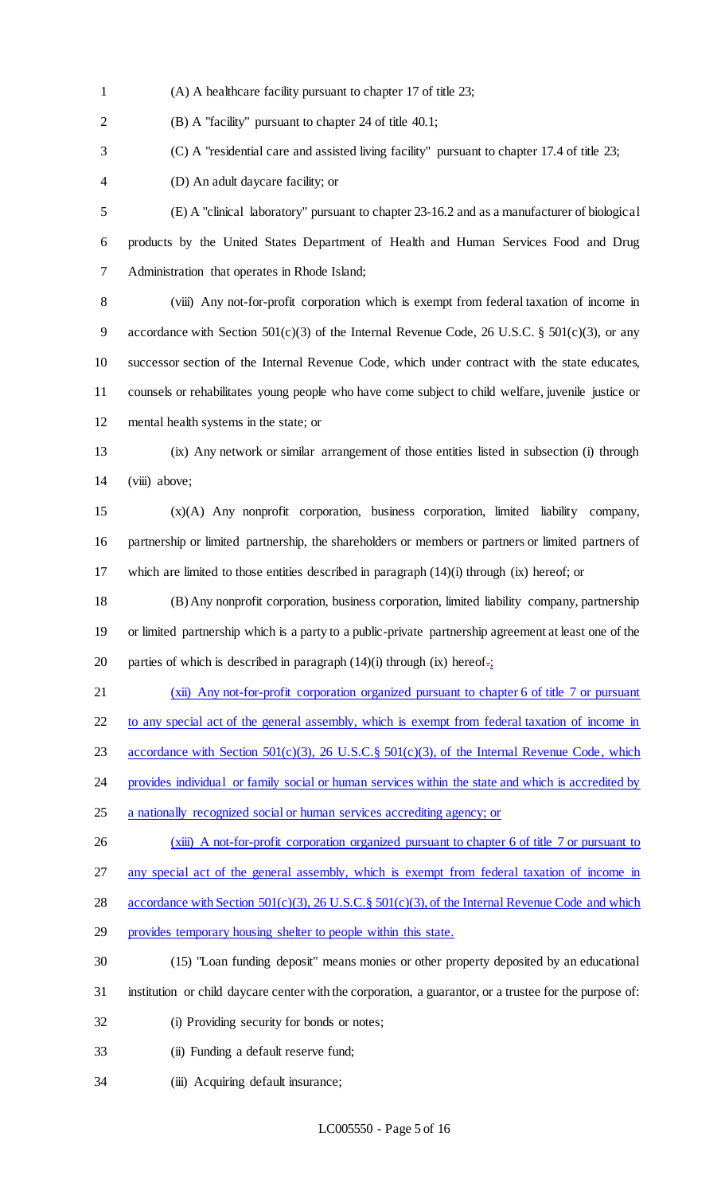(A) A healthcare facility pursuant to chapter 17 of title 23;

(B) A "facility" pursuant to chapter 24 of title 40.1;

(C) A "residential care and assisted living facility" pursuant to chapter 17.4 of title 23;

(D) An adult daycare facility; or

(E) A "clinical laboratory" pursuant to chapter 23-16.2 and as a manufacturer of biological products by the United States Department of Health and Human Services Food and Drug Administration that operates in Rhode Island;

(viii) Any not-for-profit corporation which is exempt from federal taxation of income in accordance with Section 501(c)(3) of the Internal Revenue Code, 26 U.S.C. § 501(c)(3), or any successor section of the Internal Revenue Code, which under contract with the state educates, counsels or rehabilitates young people who have come subject to child welfare, juvenile justice or mental health systems in the state; or

(ix) Any network or similar arrangement of those entities listed in subsection (i) through (viii) above;

(x)(A) Any nonprofit corporation, business corporation, limited liability company, partnership or limited partnership, the shareholders or members or partners or limited partners of which are limited to those entities described in paragraph (14)(i) through (ix) hereof; or

(B) Any nonprofit corporation, business corporation, limited liability company, partnership or limited partnership which is a party to a public-private partnership agreement at least one of the parties of which is described in paragraph (14)(i) through (ix) hereof.;

(xii) Any not-for-profit corporation organized pursuant to chapter 6 of title 7 or pursuant to any special act of the general assembly, which is exempt from federal taxation of income in accordance with Section 501(c)(3), 26 U.S.C.§ 501(c)(3), of the Internal Revenue Code, which provides individual or family social or human services within the state and which is accredited by a nationally recognized social or human services accrediting agency; or

(xiii) A not-for-profit corporation organized pursuant to chapter 6 of title 7 or pursuant to any special act of the general assembly, which is exempt from federal taxation of income in accordance with Section 501(c)(3), 26 U.S.C.§ 501(c)(3), of the Internal Revenue Code and which provides temporary housing shelter to people within this state.

(15) "Loan funding deposit" means monies or other property deposited by an educational institution or child daycare center with the corporation, a guarantor, or a trustee for the purpose of:

(i) Providing security for bonds or notes;

(ii) Funding a default reserve fund;

(iii) Acquiring default insurance;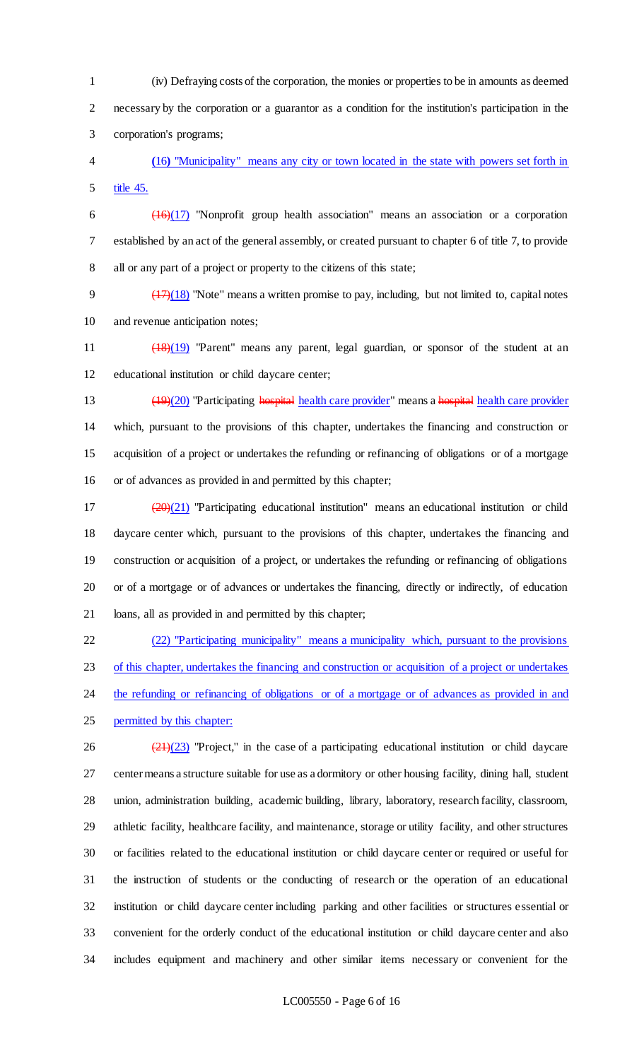(iv) Defraying costs of the corporation, the monies or properties to be in amounts as deemed necessary by the corporation or a guarantor as a condition for the institution's participation in the corporation's programs;

(16) "Municipality" means any city or town located in the state with powers set forth in title 45.

~~(16)~~(17) "Nonprofit group health association" means an association or a corporation established by an act of the general assembly, or created pursuant to chapter 6 of title 7, to provide all or any part of a project or property to the citizens of this state;

~~(17)~~(18) "Note" means a written promise to pay, including, but not limited to, capital notes and revenue anticipation notes;

~~(18)~~(19) "Parent" means any parent, legal guardian, or sponsor of the student at an educational institution or child daycare center;

~~(19)~~(20) "Participating ~~hospital~~ health care provider" means a ~~hospital~~ health care provider which, pursuant to the provisions of this chapter, undertakes the financing and construction or acquisition of a project or undertakes the refunding or refinancing of obligations or of a mortgage or of advances as provided in and permitted by this chapter;

~~(20)~~(21) "Participating educational institution" means an educational institution or child daycare center which, pursuant to the provisions of this chapter, undertakes the financing and construction or acquisition of a project, or undertakes the refunding or refinancing of obligations or of a mortgage or of advances or undertakes the financing, directly or indirectly, of education loans, all as provided in and permitted by this chapter;

(22) "Participating municipality" means a municipality which, pursuant to the provisions of this chapter, undertakes the financing and construction or acquisition of a project or undertakes the refunding or refinancing of obligations or of a mortgage or of advances as provided in and permitted by this chapter;

~~(21)~~(23) "Project," in the case of a participating educational institution or child daycare center means a structure suitable for use as a dormitory or other housing facility, dining hall, student union, administration building, academic building, library, laboratory, research facility, classroom, athletic facility, healthcare facility, and maintenance, storage or utility facility, and other structures or facilities related to the educational institution or child daycare center or required or useful for the instruction of students or the conducting of research or the operation of an educational institution or child daycare center including parking and other facilities or structures essential or convenient for the orderly conduct of the educational institution or child daycare center and also includes equipment and machinery and other similar items necessary or convenient for the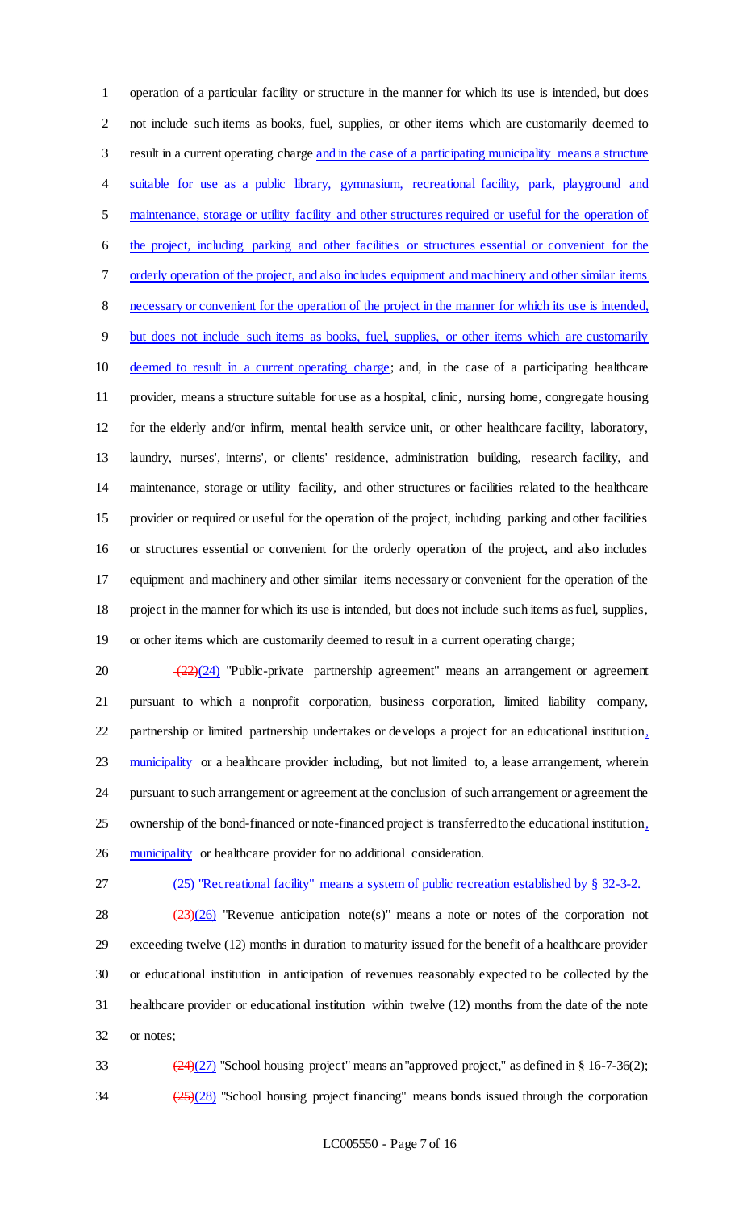operation of a particular facility or structure in the manner for which its use is intended, but does not include such items as books, fuel, supplies, or other items which are customarily deemed to result in a current operating charge and in the case of a participating municipality means a structure suitable for use as a public library, gymnasium, recreational facility, park, playground and maintenance, storage or utility facility and other structures required or useful for the operation of the project, including parking and other facilities or structures essential or convenient for the orderly operation of the project, and also includes equipment and machinery and other similar items necessary or convenient for the operation of the project in the manner for which its use is intended, but does not include such items as books, fuel, supplies, or other items which are customarily deemed to result in a current operating charge; and, in the case of a participating healthcare provider, means a structure suitable for use as a hospital, clinic, nursing home, congregate housing for the elderly and/or infirm, mental health service unit, or other healthcare facility, laboratory, laundry, nurses', interns', or clients' residence, administration building, research facility, and maintenance, storage or utility facility, and other structures or facilities related to the healthcare provider or required or useful for the operation of the project, including parking and other facilities or structures essential or convenient for the orderly operation of the project, and also includes equipment and machinery and other similar items necessary or convenient for the operation of the project in the manner for which its use is intended, but does not include such items as fuel, supplies, or other items which are customarily deemed to result in a current operating charge;

~~(22)~~(24) "Public-private partnership agreement" means an arrangement or agreement pursuant to which a nonprofit corporation, business corporation, limited liability company, partnership or limited partnership undertakes or develops a project for an educational institution, municipality or a healthcare provider including, but not limited to, a lease arrangement, wherein pursuant to such arrangement or agreement at the conclusion of such arrangement or agreement the ownership of the bond-financed or note-financed project is transferred to the educational institution, municipality or healthcare provider for no additional consideration.

(25) "Recreational facility" means a system of public recreation established by § 32-3-2.

~~(23)~~(26) "Revenue anticipation note(s)" means a note or notes of the corporation not exceeding twelve (12) months in duration to maturity issued for the benefit of a healthcare provider or educational institution in anticipation of revenues reasonably expected to be collected by the healthcare provider or educational institution within twelve (12) months from the date of the note or notes;

~~(24)~~(27) "School housing project" means an "approved project," as defined in § 16-7-36(2);

~~(25)~~(28) "School housing project financing" means bonds issued through the corporation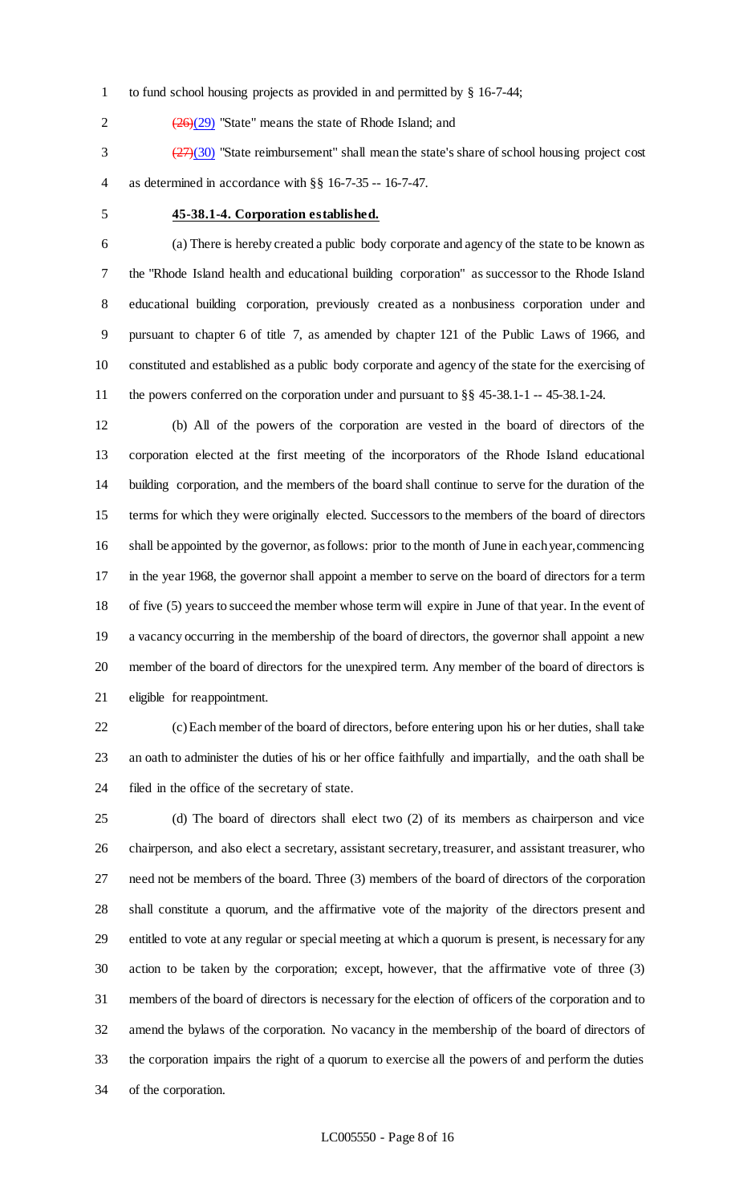to fund school housing projects as provided in and permitted by § 16-7-44;

~~(26)~~(29) "State" means the state of Rhode Island; and

~~(27)~~(30) "State reimbursement" shall mean the state's share of school housing project cost as determined in accordance with §§ 16-7-35 -- 16-7-47.

**45-38.1-4. Corporation established.**

(a) There is hereby created a public body corporate and agency of the state to be known as the "Rhode Island health and educational building corporation" as successor to the Rhode Island educational building corporation, previously created as a nonbusiness corporation under and pursuant to chapter 6 of title 7, as amended by chapter 121 of the Public Laws of 1966, and constituted and established as a public body corporate and agency of the state for the exercising of the powers conferred on the corporation under and pursuant to §§ 45-38.1-1 -- 45-38.1-24.

(b) All of the powers of the corporation are vested in the board of directors of the corporation elected at the first meeting of the incorporators of the Rhode Island educational building corporation, and the members of the board shall continue to serve for the duration of the terms for which they were originally elected. Successors to the members of the board of directors shall be appointed by the governor, as follows: prior to the month of June in each year, commencing in the year 1968, the governor shall appoint a member to serve on the board of directors for a term of five (5) years to succeed the member whose term will expire in June of that year. In the event of a vacancy occurring in the membership of the board of directors, the governor shall appoint a new member of the board of directors for the unexpired term. Any member of the board of directors is eligible for reappointment.

(c) Each member of the board of directors, before entering upon his or her duties, shall take an oath to administer the duties of his or her office faithfully and impartially, and the oath shall be filed in the office of the secretary of state.

(d) The board of directors shall elect two (2) of its members as chairperson and vice chairperson, and also elect a secretary, assistant secretary, treasurer, and assistant treasurer, who need not be members of the board. Three (3) members of the board of directors of the corporation shall constitute a quorum, and the affirmative vote of the majority of the directors present and entitled to vote at any regular or special meeting at which a quorum is present, is necessary for any action to be taken by the corporation; except, however, that the affirmative vote of three (3) members of the board of directors is necessary for the election of officers of the corporation and to amend the bylaws of the corporation. No vacancy in the membership of the board of directors of the corporation impairs the right of a quorum to exercise all the powers of and perform the duties of the corporation.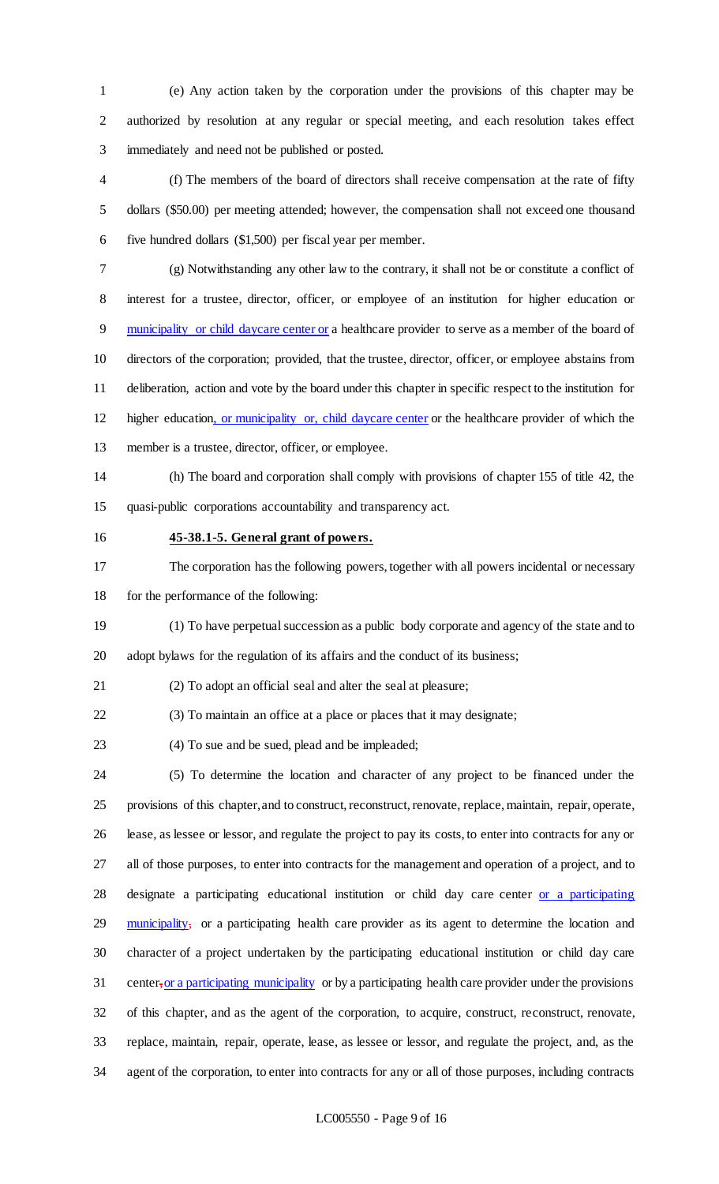(e) Any action taken by the corporation under the provisions of this chapter may be authorized by resolution at any regular or special meeting, and each resolution takes effect immediately and need not be published or posted.

(f) The members of the board of directors shall receive compensation at the rate of fifty dollars ($50.00) per meeting attended; however, the compensation shall not exceed one thousand five hundred dollars ($1,500) per fiscal year per member.

(g) Notwithstanding any other law to the contrary, it shall not be or constitute a conflict of interest for a trustee, director, officer, or employee of an institution for higher education or municipality or child daycare center or a healthcare provider to serve as a member of the board of directors of the corporation; provided, that the trustee, director, officer, or employee abstains from deliberation, action and vote by the board under this chapter in specific respect to the institution for higher education, or municipality or, child daycare center or the healthcare provider of which the member is a trustee, director, officer, or employee.

(h) The board and corporation shall comply with provisions of chapter 155 of title 42, the quasi-public corporations accountability and transparency act.

**45-38.1-5. General grant of powers.**

The corporation has the following powers, together with all powers incidental or necessary for the performance of the following:

(1) To have perpetual succession as a public body corporate and agency of the state and to adopt bylaws for the regulation of its affairs and the conduct of its business;

(2) To adopt an official seal and alter the seal at pleasure;

(3) To maintain an office at a place or places that it may designate;

(4) To sue and be sued, plead and be impleaded;

(5) To determine the location and character of any project to be financed under the provisions of this chapter, and to construct, reconstruct, renovate, replace, maintain, repair, operate, lease, as lessee or lessor, and regulate the project to pay its costs, to enter into contracts for any or all of those purposes, to enter into contracts for the management and operation of a project, and to designate a participating educational institution or child day care center or a participating municipality, or a participating health care provider as its agent to determine the location and character of a project undertaken by the participating educational institution or child day care center, or a participating municipality or by a participating health care provider under the provisions of this chapter, and as the agent of the corporation, to acquire, construct, reconstruct, renovate, replace, maintain, repair, operate, lease, as lessee or lessor, and regulate the project, and, as the agent of the corporation, to enter into contracts for any or all of those purposes, including contracts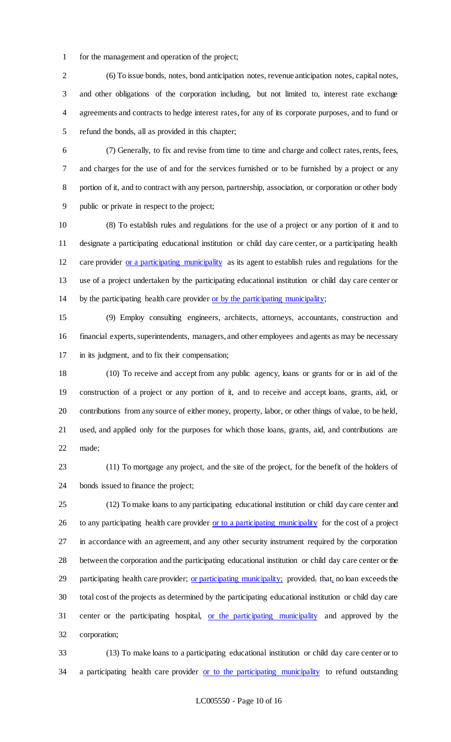for the management and operation of the project;

(6) To issue bonds, notes, bond anticipation notes, revenue anticipation notes, capital notes, and other obligations of the corporation including, but not limited to, interest rate exchange agreements and contracts to hedge interest rates, for any of its corporate purposes, and to fund or refund the bonds, all as provided in this chapter;

(7) Generally, to fix and revise from time to time and charge and collect rates, rents, fees, and charges for the use of and for the services furnished or to be furnished by a project or any portion of it, and to contract with any person, partnership, association, or corporation or other body public or private in respect to the project;

(8) To establish rules and regulations for the use of a project or any portion of it and to designate a participating educational institution or child day care center, or a participating health care provider <u>or a participating municipality</u> as its agent to establish rules and regulations for the use of a project undertaken by the participating educational institution or child day care center or by the participating health care provider <u>or by the participating municipality</u>;

(9) Employ consulting engineers, architects, attorneys, accountants, construction and financial experts, superintendents, managers, and other employees and agents as may be necessary in its judgment, and to fix their compensation;

(10) To receive and accept from any public agency, loans or grants for or in aid of the construction of a project or any portion of it, and to receive and accept loans, grants, aid, or contributions from any source of either money, property, labor, or other things of value, to be held, used, and applied only for the purposes for which those loans, grants, aid, and contributions are made;

(11) To mortgage any project, and the site of the project, for the benefit of the holders of bonds issued to finance the project;

(12) To make loans to any participating educational institution or child day care center and to any participating health care provider <u>or to a participating municipality</u> for the cost of a project in accordance with an agreement, and any other security instrument required by the corporation between the corporation and the participating educational institution or child day care center or the participating health care provider; <u>or participating municipality;</u> provided~~,~~ that<u>,</u> no loan exceeds the total cost of the projects as determined by the participating educational institution or child day care center or the participating hospital, <u>or the participating municipality</u> and approved by the corporation;

(13) To make loans to a participating educational institution or child day care center or to a participating health care provider <u>or to the participating municipality</u> to refund outstanding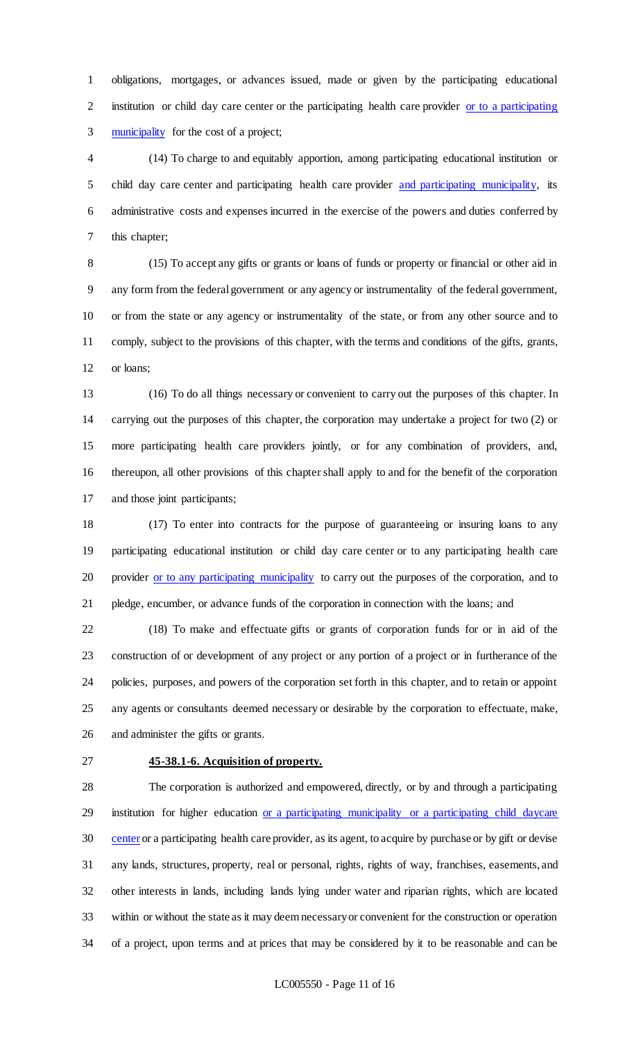obligations, mortgages, or advances issued, made or given by the participating educational institution or child day care center or the participating health care provider or to a participating municipality for the cost of a project;

(14) To charge to and equitably apportion, among participating educational institution or child day care center and participating health care provider and participating municipality, its administrative costs and expenses incurred in the exercise of the powers and duties conferred by this chapter;

(15) To accept any gifts or grants or loans of funds or property or financial or other aid in any form from the federal government or any agency or instrumentality of the federal government, or from the state or any agency or instrumentality of the state, or from any other source and to comply, subject to the provisions of this chapter, with the terms and conditions of the gifts, grants, or loans;

(16) To do all things necessary or convenient to carry out the purposes of this chapter. In carrying out the purposes of this chapter, the corporation may undertake a project for two (2) or more participating health care providers jointly, or for any combination of providers, and, thereupon, all other provisions of this chapter shall apply to and for the benefit of the corporation and those joint participants;

(17) To enter into contracts for the purpose of guaranteeing or insuring loans to any participating educational institution or child day care center or to any participating health care provider or to any participating municipality to carry out the purposes of the corporation, and to pledge, encumber, or advance funds of the corporation in connection with the loans; and

(18) To make and effectuate gifts or grants of corporation funds for or in aid of the construction of or development of any project or any portion of a project or in furtherance of the policies, purposes, and powers of the corporation set forth in this chapter, and to retain or appoint any agents or consultants deemed necessary or desirable by the corporation to effectuate, make, and administer the gifts or grants.

**45-38.1-6. Acquisition of property.**

The corporation is authorized and empowered, directly, or by and through a participating institution for higher education or a participating municipality or a participating child daycare center or a participating health care provider, as its agent, to acquire by purchase or by gift or devise any lands, structures, property, real or personal, rights, rights of way, franchises, easements, and other interests in lands, including lands lying under water and riparian rights, which are located within or without the state as it may deem necessary or convenient for the construction or operation of a project, upon terms and at prices that may be considered by it to be reasonable and can be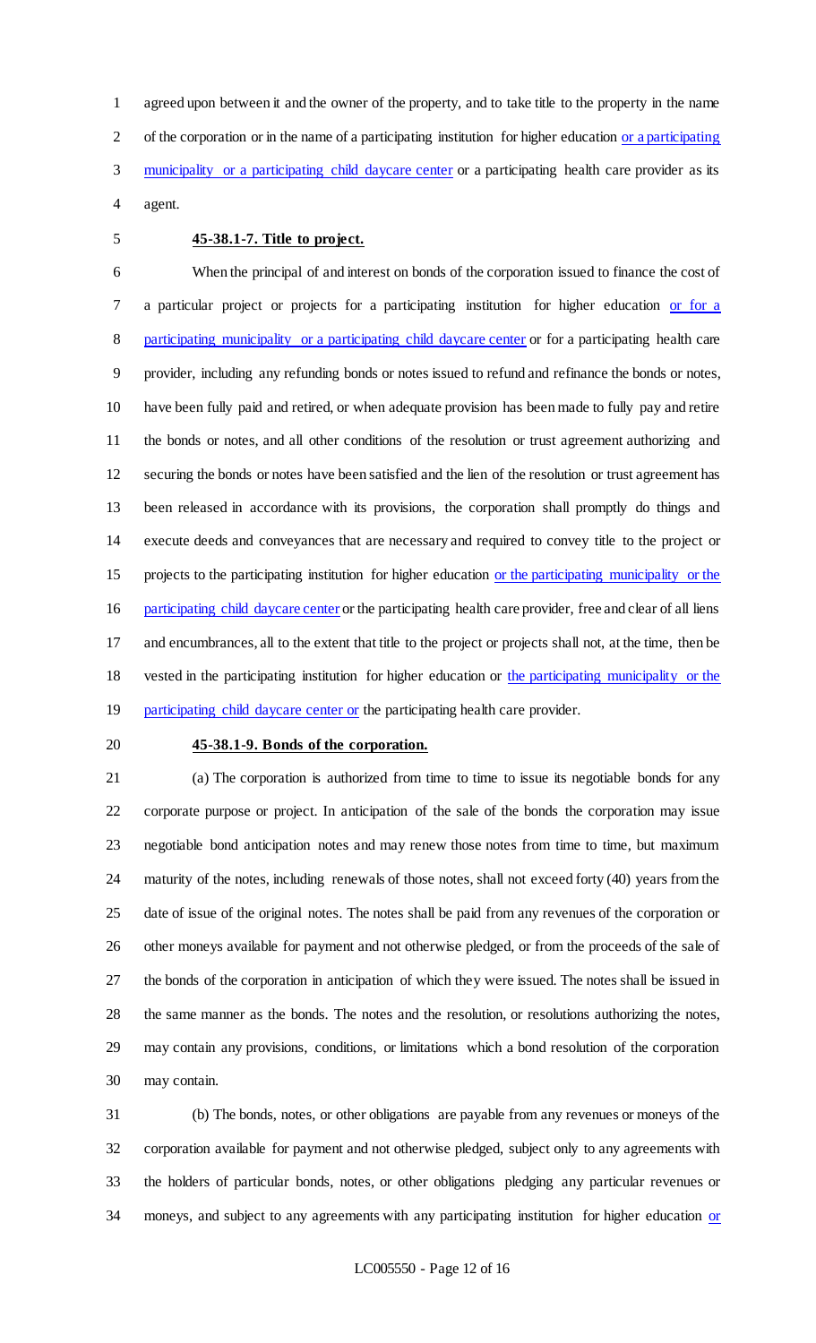agreed upon between it and the owner of the property, and to take title to the property in the name of the corporation or in the name of a participating institution for higher education or a participating municipality or a participating child daycare center or a participating health care provider as its agent.

**45-38.1-7. Title to project.**

When the principal of and interest on bonds of the corporation issued to finance the cost of a particular project or projects for a participating institution for higher education or for a participating municipality or a participating child daycare center or for a participating health care provider, including any refunding bonds or notes issued to refund and refinance the bonds or notes, have been fully paid and retired, or when adequate provision has been made to fully pay and retire the bonds or notes, and all other conditions of the resolution or trust agreement authorizing and securing the bonds or notes have been satisfied and the lien of the resolution or trust agreement has been released in accordance with its provisions, the corporation shall promptly do things and execute deeds and conveyances that are necessary and required to convey title to the project or projects to the participating institution for higher education or the participating municipality or the participating child daycare center or the participating health care provider, free and clear of all liens and encumbrances, all to the extent that title to the project or projects shall not, at the time, then be vested in the participating institution for higher education or the participating municipality or the participating child daycare center or the participating health care provider.

**45-38.1-9. Bonds of the corporation.**

(a) The corporation is authorized from time to time to issue its negotiable bonds for any corporate purpose or project. In anticipation of the sale of the bonds the corporation may issue negotiable bond anticipation notes and may renew those notes from time to time, but maximum maturity of the notes, including renewals of those notes, shall not exceed forty (40) years from the date of issue of the original notes. The notes shall be paid from any revenues of the corporation or other moneys available for payment and not otherwise pledged, or from the proceeds of the sale of the bonds of the corporation in anticipation of which they were issued. The notes shall be issued in the same manner as the bonds. The notes and the resolution, or resolutions authorizing the notes, may contain any provisions, conditions, or limitations which a bond resolution of the corporation may contain.

(b) The bonds, notes, or other obligations are payable from any revenues or moneys of the corporation available for payment and not otherwise pledged, subject only to any agreements with the holders of particular bonds, notes, or other obligations pledging any particular revenues or moneys, and subject to any agreements with any participating institution for higher education or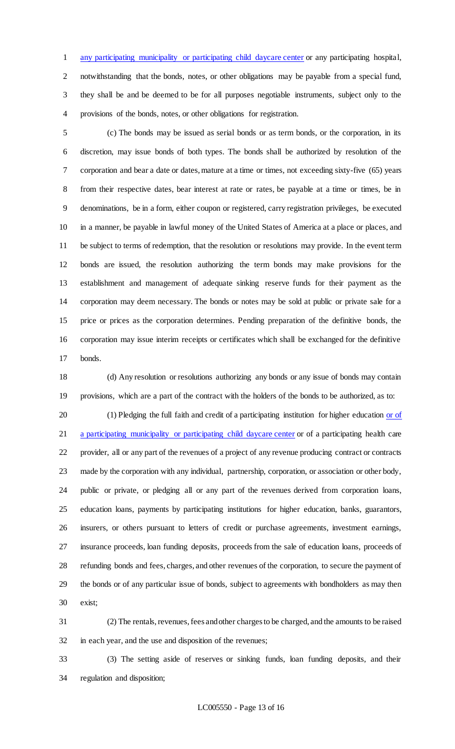any participating municipality or participating child daycare center or any participating hospital, notwithstanding that the bonds, notes, or other obligations may be payable from a special fund, they shall be and be deemed to be for all purposes negotiable instruments, subject only to the provisions of the bonds, notes, or other obligations for registration.

(c) The bonds may be issued as serial bonds or as term bonds, or the corporation, in its discretion, may issue bonds of both types. The bonds shall be authorized by resolution of the corporation and bear a date or dates, mature at a time or times, not exceeding sixty-five (65) years from their respective dates, bear interest at rate or rates, be payable at a time or times, be in denominations, be in a form, either coupon or registered, carry registration privileges, be executed in a manner, be payable in lawful money of the United States of America at a place or places, and be subject to terms of redemption, that the resolution or resolutions may provide. In the event term bonds are issued, the resolution authorizing the term bonds may make provisions for the establishment and management of adequate sinking reserve funds for their payment as the corporation may deem necessary. The bonds or notes may be sold at public or private sale for a price or prices as the corporation determines. Pending preparation of the definitive bonds, the corporation may issue interim receipts or certificates which shall be exchanged for the definitive bonds.

(d) Any resolution or resolutions authorizing any bonds or any issue of bonds may contain provisions, which are a part of the contract with the holders of the bonds to be authorized, as to:

(1) Pledging the full faith and credit of a participating institution for higher education or of a participating municipality or participating child daycare center or of a participating health care provider, all or any part of the revenues of a project of any revenue producing contract or contracts made by the corporation with any individual, partnership, corporation, or association or other body, public or private, or pledging all or any part of the revenues derived from corporation loans, education loans, payments by participating institutions for higher education, banks, guarantors, insurers, or others pursuant to letters of credit or purchase agreements, investment earnings, insurance proceeds, loan funding deposits, proceeds from the sale of education loans, proceeds of refunding bonds and fees, charges, and other revenues of the corporation, to secure the payment of the bonds or of any particular issue of bonds, subject to agreements with bondholders as may then exist;

(2) The rentals, revenues, fees and other charges to be charged, and the amounts to be raised in each year, and the use and disposition of the revenues;

(3) The setting aside of reserves or sinking funds, loan funding deposits, and their regulation and disposition;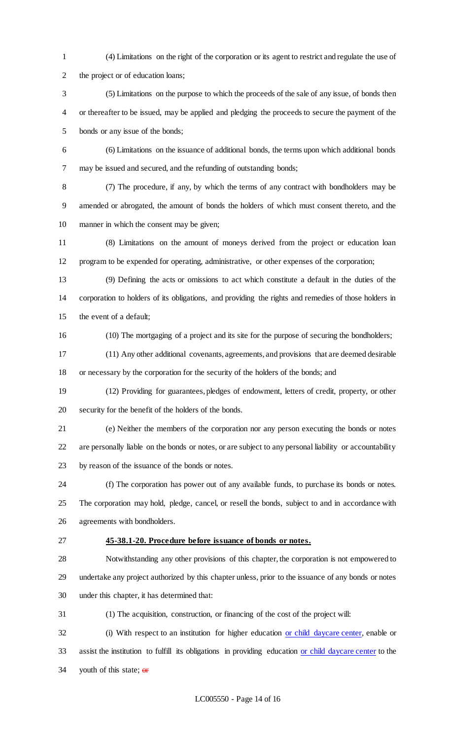(4) Limitations on the right of the corporation or its agent to restrict and regulate the use of the project or of education loans;

(5) Limitations on the purpose to which the proceeds of the sale of any issue, of bonds then or thereafter to be issued, may be applied and pledging the proceeds to secure the payment of the bonds or any issue of the bonds;

(6) Limitations on the issuance of additional bonds, the terms upon which additional bonds may be issued and secured, and the refunding of outstanding bonds;

(7) The procedure, if any, by which the terms of any contract with bondholders may be amended or abrogated, the amount of bonds the holders of which must consent thereto, and the manner in which the consent may be given;

(8) Limitations on the amount of moneys derived from the project or education loan program to be expended for operating, administrative, or other expenses of the corporation;

(9) Defining the acts or omissions to act which constitute a default in the duties of the corporation to holders of its obligations, and providing the rights and remedies of those holders in the event of a default;

(10) The mortgaging of a project and its site for the purpose of securing the bondholders;

(11) Any other additional covenants, agreements, and provisions that are deemed desirable or necessary by the corporation for the security of the holders of the bonds; and

(12) Providing for guarantees, pledges of endowment, letters of credit, property, or other security for the benefit of the holders of the bonds.

(e) Neither the members of the corporation nor any person executing the bonds or notes are personally liable on the bonds or notes, or are subject to any personal liability or accountability by reason of the issuance of the bonds or notes.

(f) The corporation has power out of any available funds, to purchase its bonds or notes. The corporation may hold, pledge, cancel, or resell the bonds, subject to and in accordance with agreements with bondholders.

**45-38.1-20. Procedure before issuance of bonds or notes.**

Notwithstanding any other provisions of this chapter, the corporation is not empowered to undertake any project authorized by this chapter unless, prior to the issuance of any bonds or notes under this chapter, it has determined that:

(1) The acquisition, construction, or financing of the cost of the project will:

(i) With respect to an institution for higher education <u>or child daycare center</u>, enable or assist the institution to fulfill its obligations in providing education <u>or child daycare center</u> to the youth of this state; ~~or~~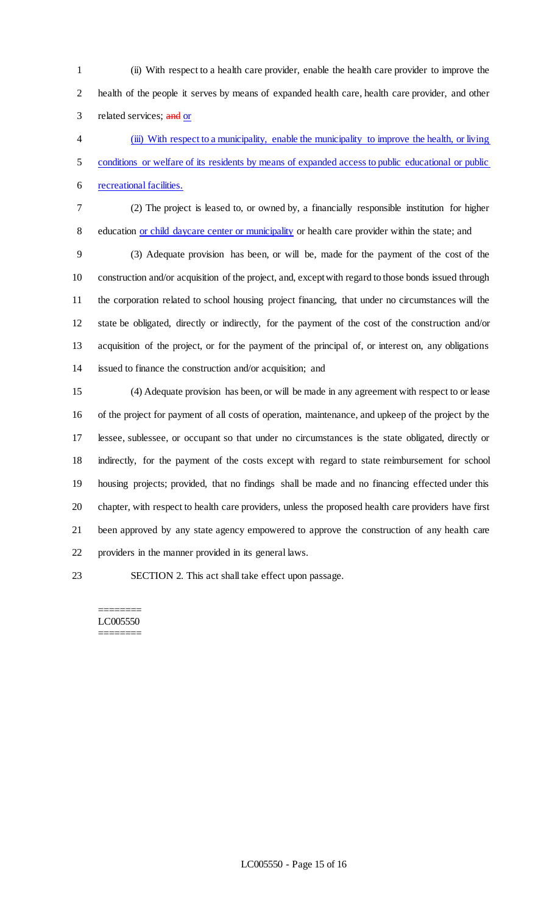(ii) With respect to a health care provider, enable the health care provider to improve the health of the people it serves by means of expanded health care, health care provider, and other related services; ~~and~~ or

(iii) With respect to a municipality, enable the municipality to improve the health, or living conditions or welfare of its residents by means of expanded access to public educational or public recreational facilities.

(2) The project is leased to, or owned by, a financially responsible institution for higher education or child daycare center or municipality or health care provider within the state; and

(3) Adequate provision has been, or will be, made for the payment of the cost of the construction and/or acquisition of the project, and, except with regard to those bonds issued through the corporation related to school housing project financing, that under no circumstances will the state be obligated, directly or indirectly, for the payment of the cost of the construction and/or acquisition of the project, or for the payment of the principal of, or interest on, any obligations issued to finance the construction and/or acquisition; and

(4) Adequate provision has been, or will be made in any agreement with respect to or lease of the project for payment of all costs of operation, maintenance, and upkeep of the project by the lessee, sublessee, or occupant so that under no circumstances is the state obligated, directly or indirectly, for the payment of the costs except with regard to state reimbursement for school housing projects; provided, that no findings shall be made and no financing effected under this chapter, with respect to health care providers, unless the proposed health care providers have first been approved by any state agency empowered to approve the construction of any health care providers in the manner provided in its general laws.

SECTION 2. This act shall take effect upon passage.

========
LC005550
========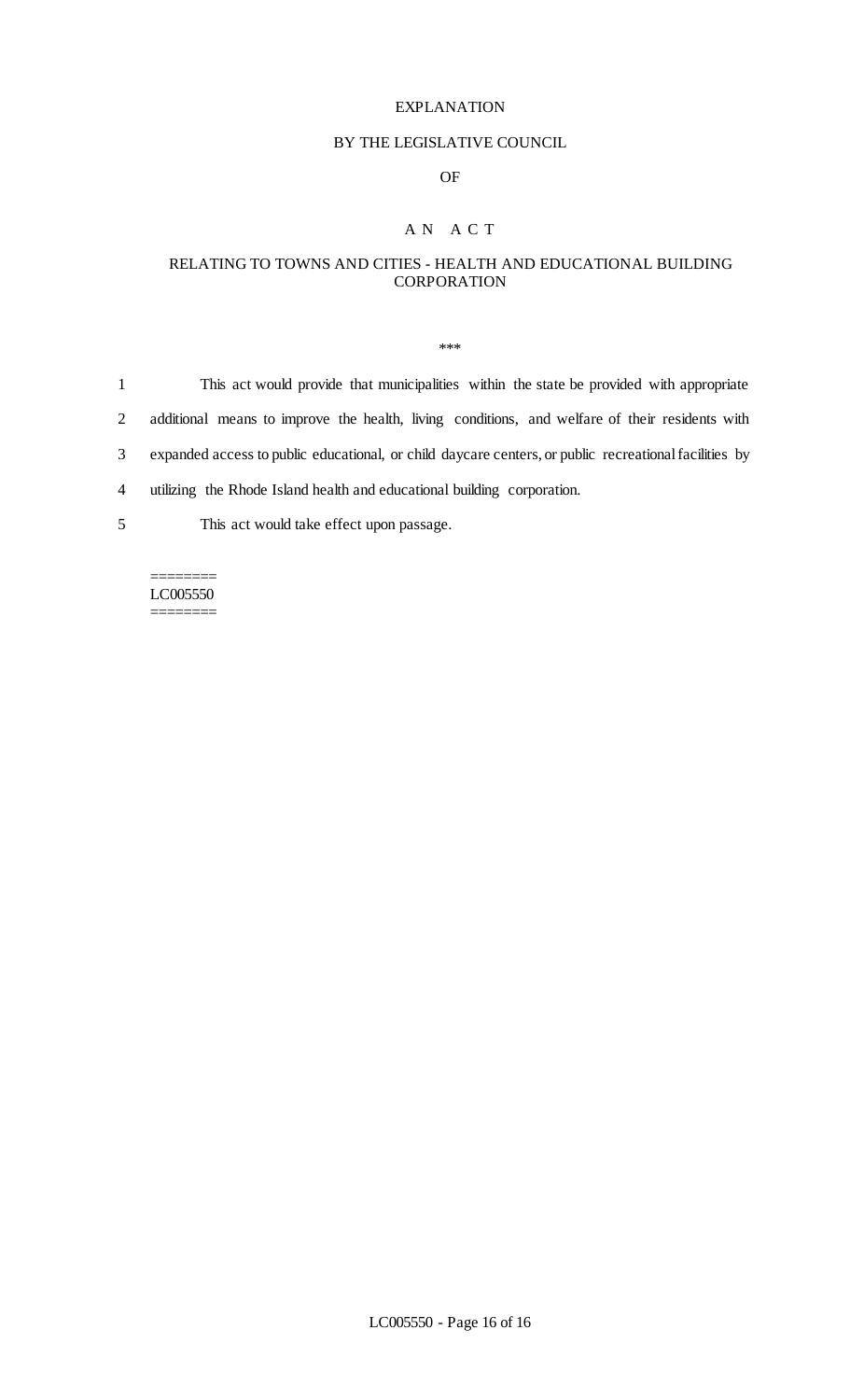EXPLANATION

BY THE LEGISLATIVE COUNCIL

OF

A N A C T

RELATING TO TOWNS AND CITIES - HEALTH AND EDUCATIONAL BUILDING CORPORATION

\*\*\*

1 This act would provide that municipalities within the state be provided with appropriate
2 additional means to improve the health, living conditions, and welfare of their residents with
3 expanded access to public educational, or child daycare centers, or public recreational facilities by
4 utilizing the Rhode Island health and educational building corporation.
5 This act would take effect upon passage.

========
LC005550
========